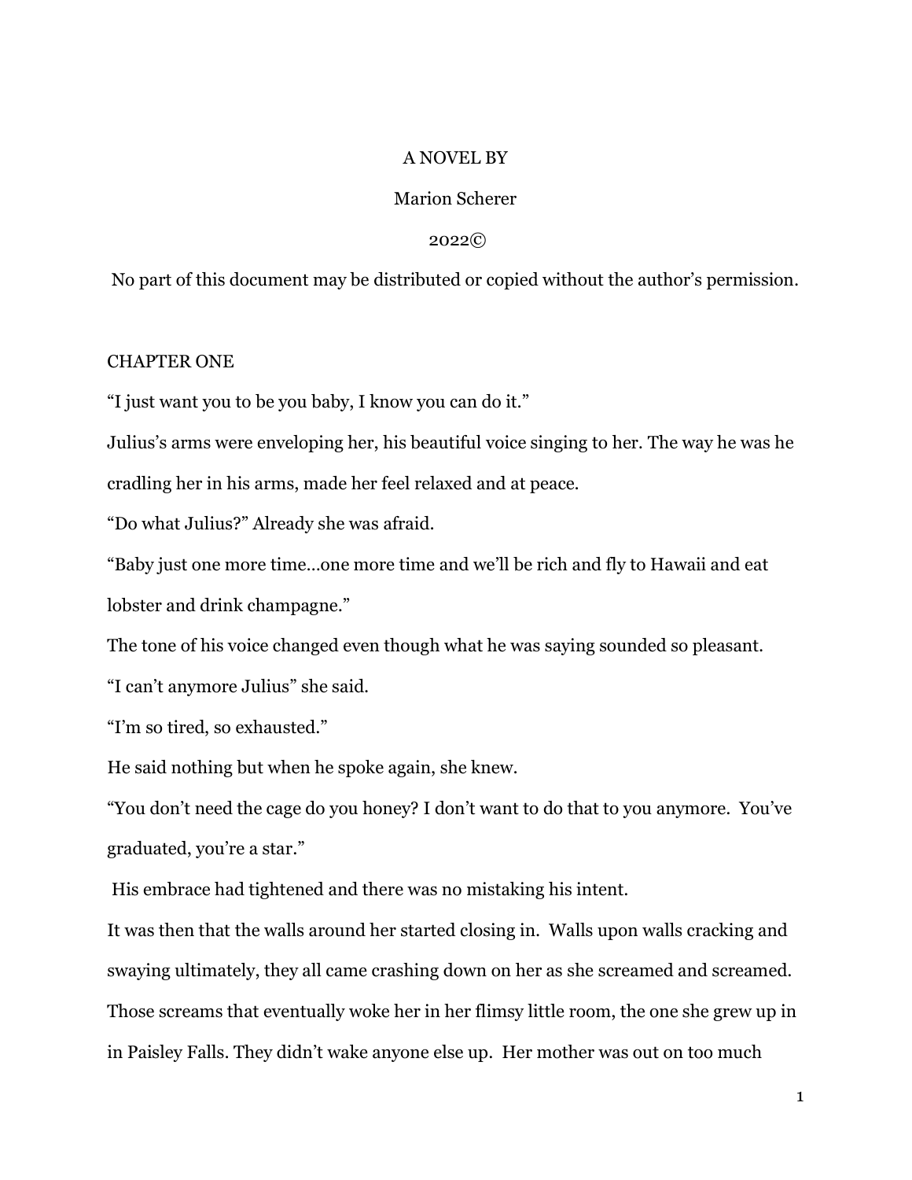A NOVEL BY

Marion Scherer

2022©

No part of this document may be distributed or copied without the author's permission.

## CHAPTER ONE

"I just want you to be you baby, I know you can do it."

Julius's arms were enveloping her, his beautiful voice singing to her. The way he was he cradling her in his arms, made her feel relaxed and at peace.

"Do what Julius?" Already she was afraid.

"Baby just one more time…one more time and we'll be rich and fly to Hawaii and eat lobster and drink champagne."

The tone of his voice changed even though what he was saying sounded so pleasant.

"I can't anymore Julius" she said.

"I'm so tired, so exhausted."

He said nothing but when he spoke again, she knew.

"You don't need the cage do you honey? I don't want to do that to you anymore. You've graduated, you're a star."

His embrace had tightened and there was no mistaking his intent.

It was then that the walls around her started closing in. Walls upon walls cracking and swaying ultimately, they all came crashing down on her as she screamed and screamed. Those screams that eventually woke her in her flimsy little room, the one she grew up in in Paisley Falls. They didn't wake anyone else up. Her mother was out on too much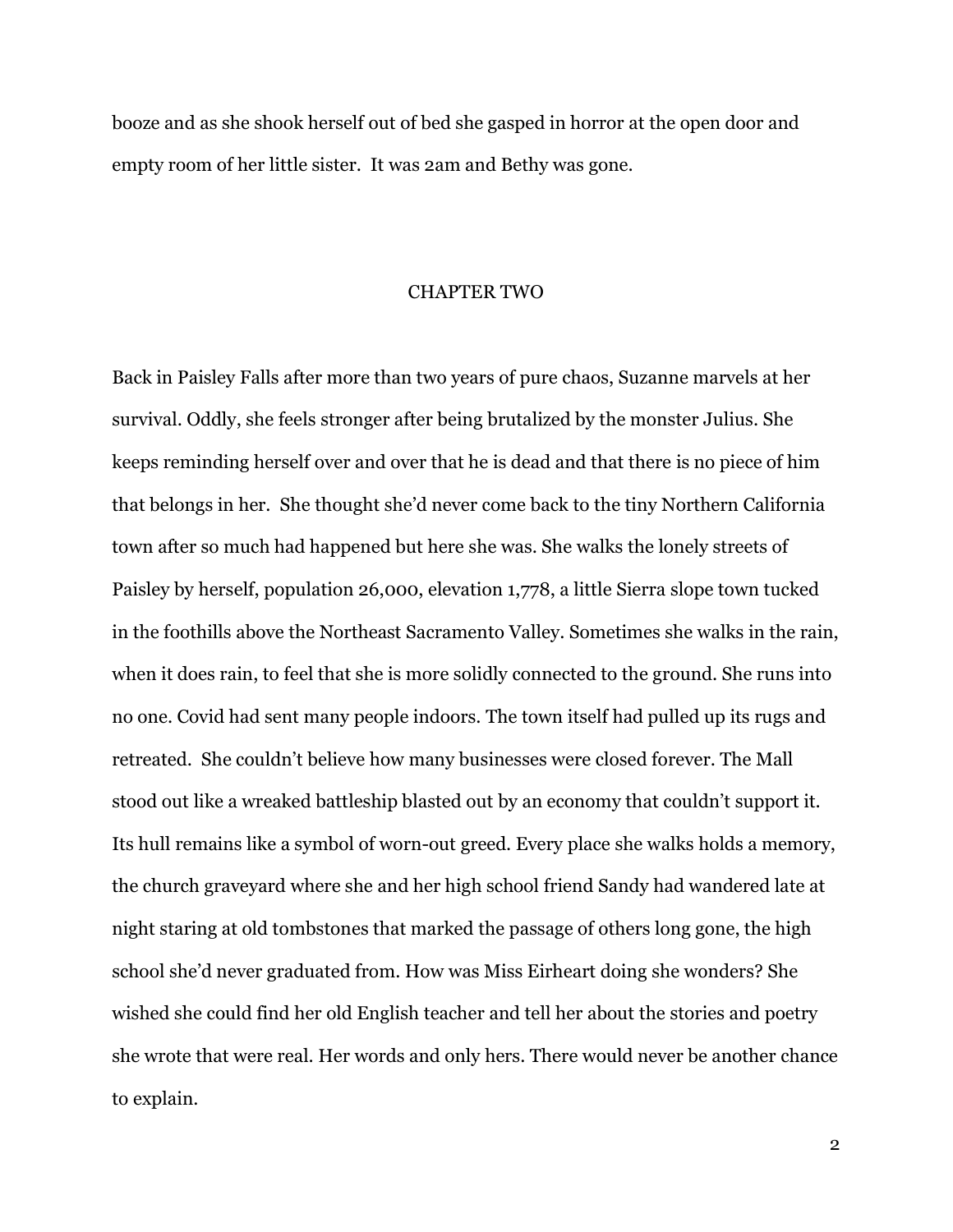booze and as she shook herself out of bed she gasped in horror at the open door and empty room of her little sister. It was 2am and Bethy was gone.

## CHAPTER TWO

Back in Paisley Falls after more than two years of pure chaos, Suzanne marvels at her survival. Oddly, she feels stronger after being brutalized by the monster Julius. She keeps reminding herself over and over that he is dead and that there is no piece of him that belongs in her. She thought she'd never come back to the tiny Northern California town after so much had happened but here she was. She walks the lonely streets of Paisley by herself, population 26,000, elevation 1,778, a little Sierra slope town tucked in the foothills above the Northeast Sacramento Valley. Sometimes she walks in the rain, when it does rain, to feel that she is more solidly connected to the ground. She runs into no one. Covid had sent many people indoors. The town itself had pulled up its rugs and retreated. She couldn't believe how many businesses were closed forever. The Mall stood out like a wreaked battleship blasted out by an economy that couldn't support it. Its hull remains like a symbol of worn-out greed. Every place she walks holds a memory, the church graveyard where she and her high school friend Sandy had wandered late at night staring at old tombstones that marked the passage of others long gone, the high school she'd never graduated from. How was Miss Eirheart doing she wonders? She wished she could find her old English teacher and tell her about the stories and poetry she wrote that were real. Her words and only hers. There would never be another chance to explain.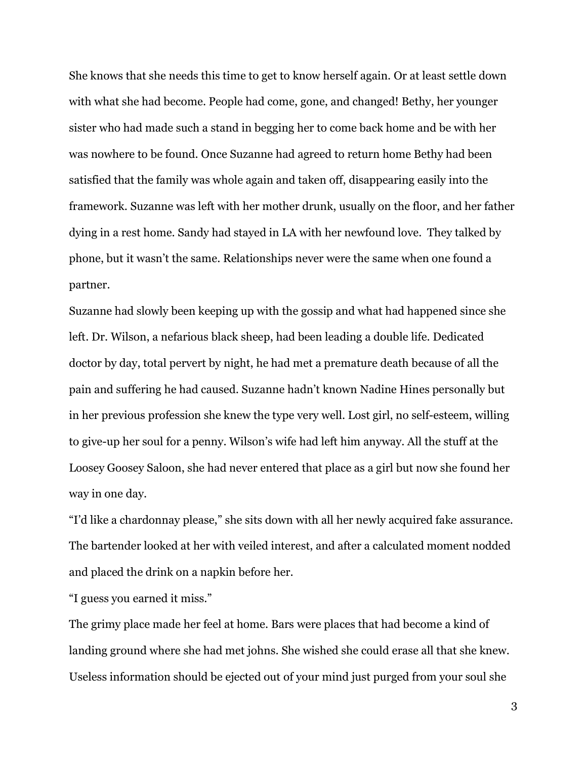She knows that she needs this time to get to know herself again. Or at least settle down with what she had become. People had come, gone, and changed! Bethy, her younger sister who had made such a stand in begging her to come back home and be with her was nowhere to be found. Once Suzanne had agreed to return home Bethy had been satisfied that the family was whole again and taken off, disappearing easily into the framework. Suzanne was left with her mother drunk, usually on the floor, and her father dying in a rest home. Sandy had stayed in LA with her newfound love. They talked by phone, but it wasn't the same. Relationships never were the same when one found a partner.

Suzanne had slowly been keeping up with the gossip and what had happened since she left. Dr. Wilson, a nefarious black sheep, had been leading a double life. Dedicated doctor by day, total pervert by night, he had met a premature death because of all the pain and suffering he had caused. Suzanne hadn't known Nadine Hines personally but in her previous profession she knew the type very well. Lost girl, no self-esteem, willing to give-up her soul for a penny. Wilson's wife had left him anyway. All the stuff at the Loosey Goosey Saloon, she had never entered that place as a girl but now she found her way in one day.

"I'd like a chardonnay please," she sits down with all her newly acquired fake assurance. The bartender looked at her with veiled interest, and after a calculated moment nodded and placed the drink on a napkin before her.

"I guess you earned it miss."

The grimy place made her feel at home. Bars were places that had become a kind of landing ground where she had met johns. She wished she could erase all that she knew. Useless information should be ejected out of your mind just purged from your soul she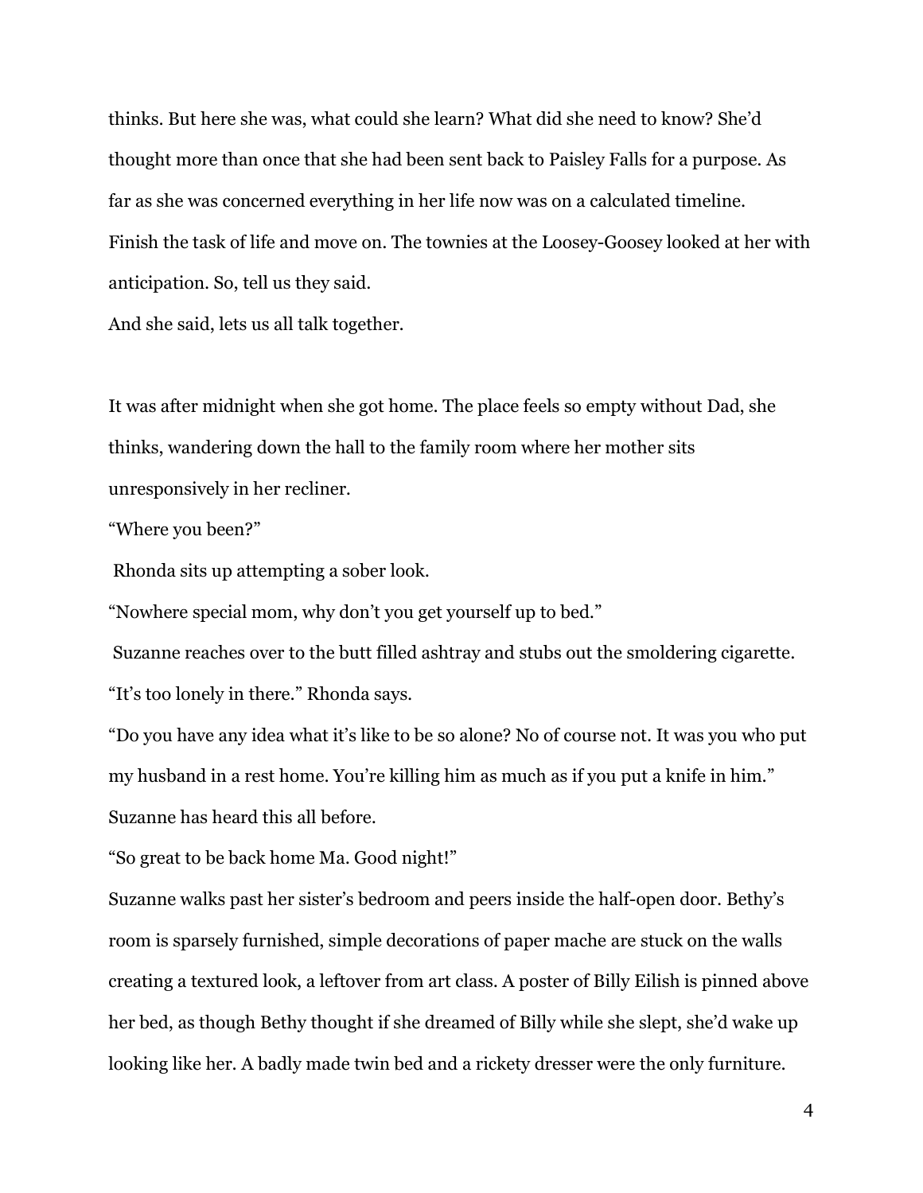thinks. But here she was, what could she learn? What did she need to know? She'd thought more than once that she had been sent back to Paisley Falls for a purpose. As far as she was concerned everything in her life now was on a calculated timeline. Finish the task of life and move on. The townies at the Loosey-Goosey looked at her with anticipation. So, tell us they said.

And she said, lets us all talk together.

It was after midnight when she got home. The place feels so empty without Dad, she thinks, wandering down the hall to the family room where her mother sits unresponsively in her recliner.

"Where you been?"

Rhonda sits up attempting a sober look.

"Nowhere special mom, why don't you get yourself up to bed."

Suzanne reaches over to the butt filled ashtray and stubs out the smoldering cigarette.

"It's too lonely in there." Rhonda says.

"Do you have any idea what it's like to be so alone? No of course not. It was you who put my husband in a rest home. You're killing him as much as if you put a knife in him."

Suzanne has heard this all before.

"So great to be back home Ma. Good night!"

Suzanne walks past her sister's bedroom and peers inside the half-open door. Bethy's room is sparsely furnished, simple decorations of paper mache are stuck on the walls creating a textured look, a leftover from art class. A poster of Billy Eilish is pinned above her bed, as though Bethy thought if she dreamed of Billy while she slept, she'd wake up looking like her. A badly made twin bed and a rickety dresser were the only furniture.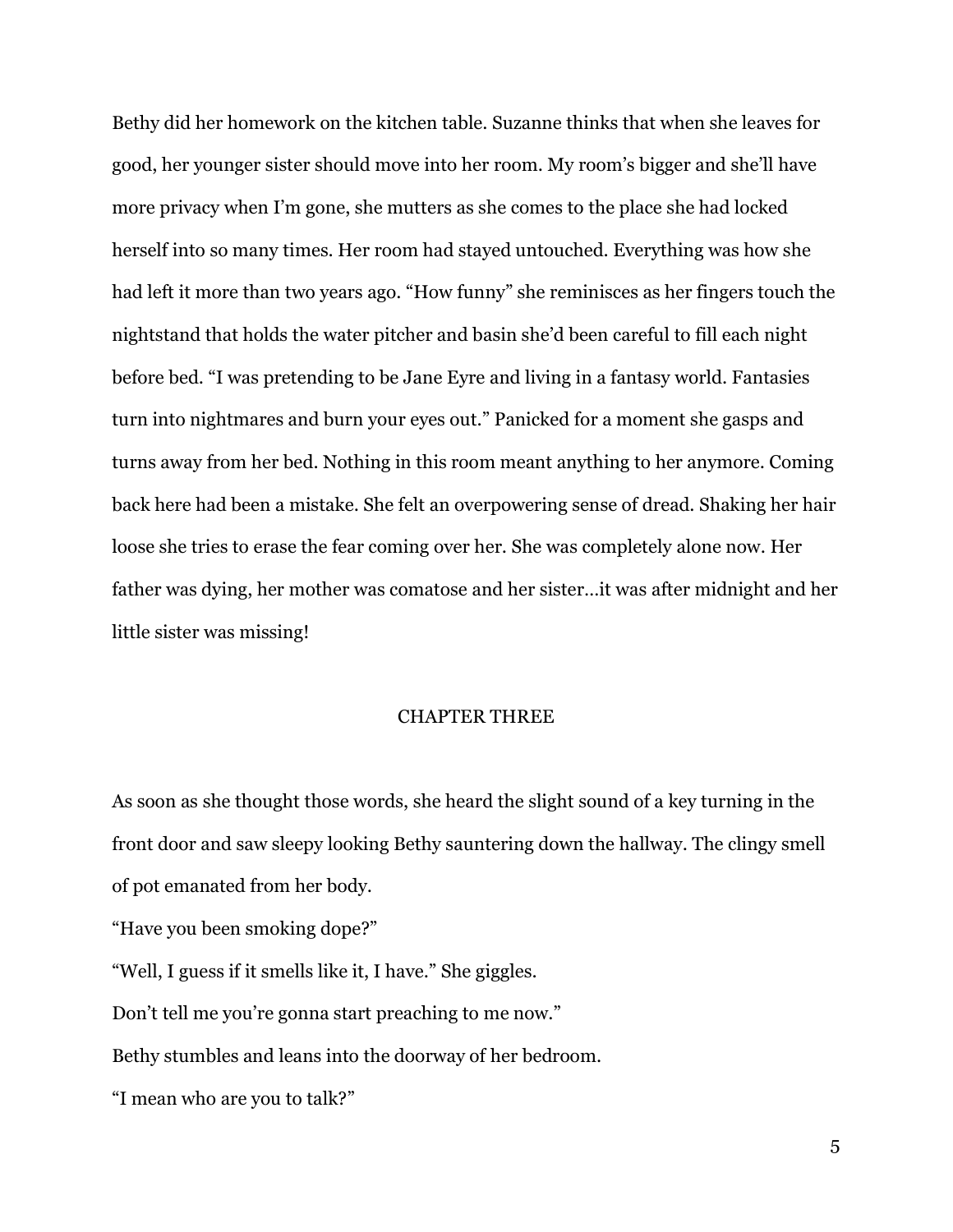Bethy did her homework on the kitchen table. Suzanne thinks that when she leaves for good, her younger sister should move into her room. My room's bigger and she'll have more privacy when I'm gone, she mutters as she comes to the place she had locked herself into so many times. Her room had stayed untouched. Everything was how she had left it more than two years ago. "How funny" she reminisces as her fingers touch the nightstand that holds the water pitcher and basin she'd been careful to fill each night before bed. "I was pretending to be Jane Eyre and living in a fantasy world. Fantasies turn into nightmares and burn your eyes out." Panicked for a moment she gasps and turns away from her bed. Nothing in this room meant anything to her anymore. Coming back here had been a mistake. She felt an overpowering sense of dread. Shaking her hair loose she tries to erase the fear coming over her. She was completely alone now. Her father was dying, her mother was comatose and her sister…it was after midnight and her little sister was missing!

## CHAPTER THREE

As soon as she thought those words, she heard the slight sound of a key turning in the front door and saw sleepy looking Bethy sauntering down the hallway. The clingy smell of pot emanated from her body.

"Have you been smoking dope?"

"Well, I guess if it smells like it, I have." She giggles.

Don't tell me you're gonna start preaching to me now."

Bethy stumbles and leans into the doorway of her bedroom.

"I mean who are you to talk?"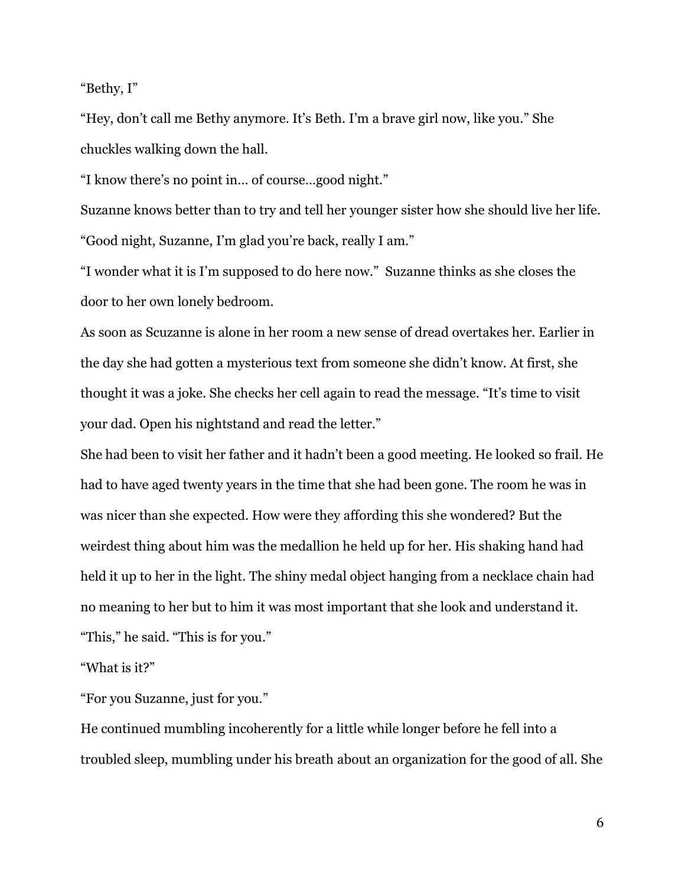"Bethy, I"

"Hey, don't call me Bethy anymore. It's Beth. I'm a brave girl now, like you." She chuckles walking down the hall.

"I know there's no point in… of course…good night."

Suzanne knows better than to try and tell her younger sister how she should live her life.

"Good night, Suzanne, I'm glad you're back, really I am."

"I wonder what it is I'm supposed to do here now." Suzanne thinks as she closes the door to her own lonely bedroom.

As soon as Scuzanne is alone in her room a new sense of dread overtakes her. Earlier in the day she had gotten a mysterious text from someone she didn't know. At first, she thought it was a joke. She checks her cell again to read the message. "It's time to visit your dad. Open his nightstand and read the letter."

She had been to visit her father and it hadn't been a good meeting. He looked so frail. He had to have aged twenty years in the time that she had been gone. The room he was in was nicer than she expected. How were they affording this she wondered? But the weirdest thing about him was the medallion he held up for her. His shaking hand had held it up to her in the light. The shiny medal object hanging from a necklace chain had no meaning to her but to him it was most important that she look and understand it.

"This," he said. "This is for you."

"What is it?"

"For you Suzanne, just for you."

He continued mumbling incoherently for a little while longer before he fell into a troubled sleep, mumbling under his breath about an organization for the good of all. She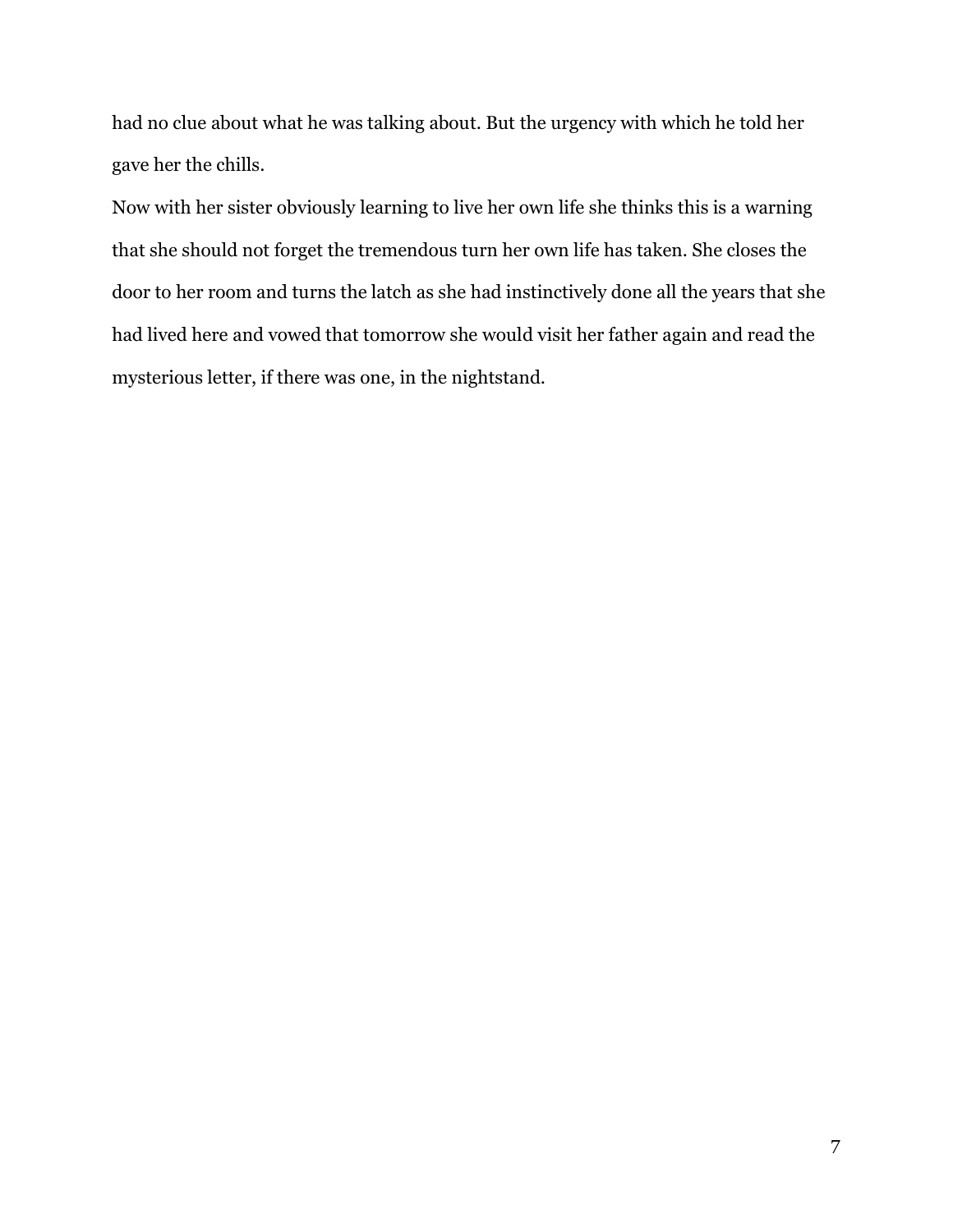had no clue about what he was talking about. But the urgency with which he told her gave her the chills.

Now with her sister obviously learning to live her own life she thinks this is a warning that she should not forget the tremendous turn her own life has taken. She closes the door to her room and turns the latch as she had instinctively done all the years that she had lived here and vowed that tomorrow she would visit her father again and read the mysterious letter, if there was one, in the nightstand.